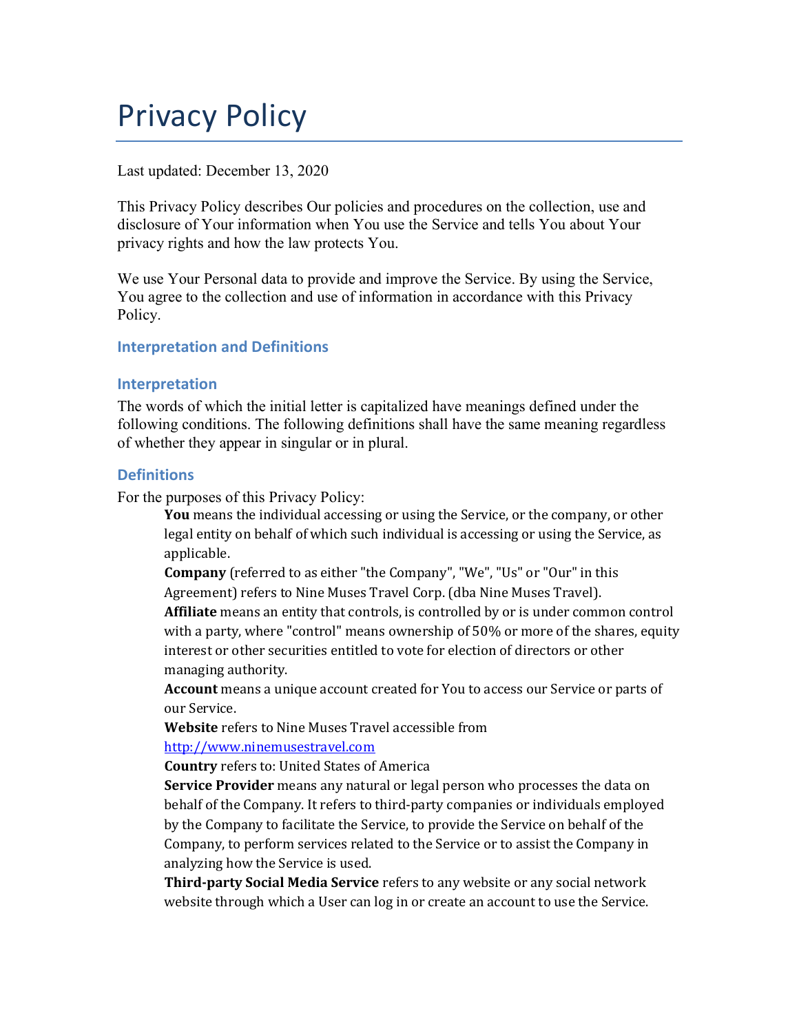# Privacy Policy

Last updated: December 13, 2020

This Privacy Policy describes Our policies and procedures on the collection, use and disclosure of Your information when You use the Service and tells You about Your privacy rights and how the law protects You.

We use Your Personal data to provide and improve the Service. By using the Service, You agree to the collection and use of information in accordance with this Privacy Policy.

## Interpretation and Definitions

### Interpretation

The words of which the initial letter is capitalized have meanings defined under the following conditions. The following definitions shall have the same meaning regardless of whether they appear in singular or in plural.

### Definitions

For the purposes of this Privacy Policy:

**You** means the individual accessing or using the Service, or the company, or other legal entity on behalf of which such individual is accessing or using the Service, as applicable.

**Company** (referred to as either "the Company", "We", "Us" or "Our" in this Agreement) refers to Nine Muses Travel Corp. (dba Nine Muses Travel).

**Affiliate** means an entity that controls, is controlled by or is under common control with a party, where "control" means ownership of 50% or more of the shares, equity interest or other securities entitled to vote for election of directors or other managing authority.

**Account** means a unique account created for You to access our Service or parts of our Service.

**Website** refers to Nine Muses Travel accessible from [http://www.ninemusestravel.com](http://www.ninemusestravel.com)

**Country** refers to: United States of America

**Service Provider** means any natural or legal person who processes the data on behalf of the Company. It refers to third-party companies or individuals employed by the Company to facilitate the Service, to provide the Service on behalf of the Company, to perform services related to the Service or to assist the Company in analyzing how the Service is used.

**Third-party Social Media Service** refers to any website or any social network website through which a User can log in or create an account to use the Service.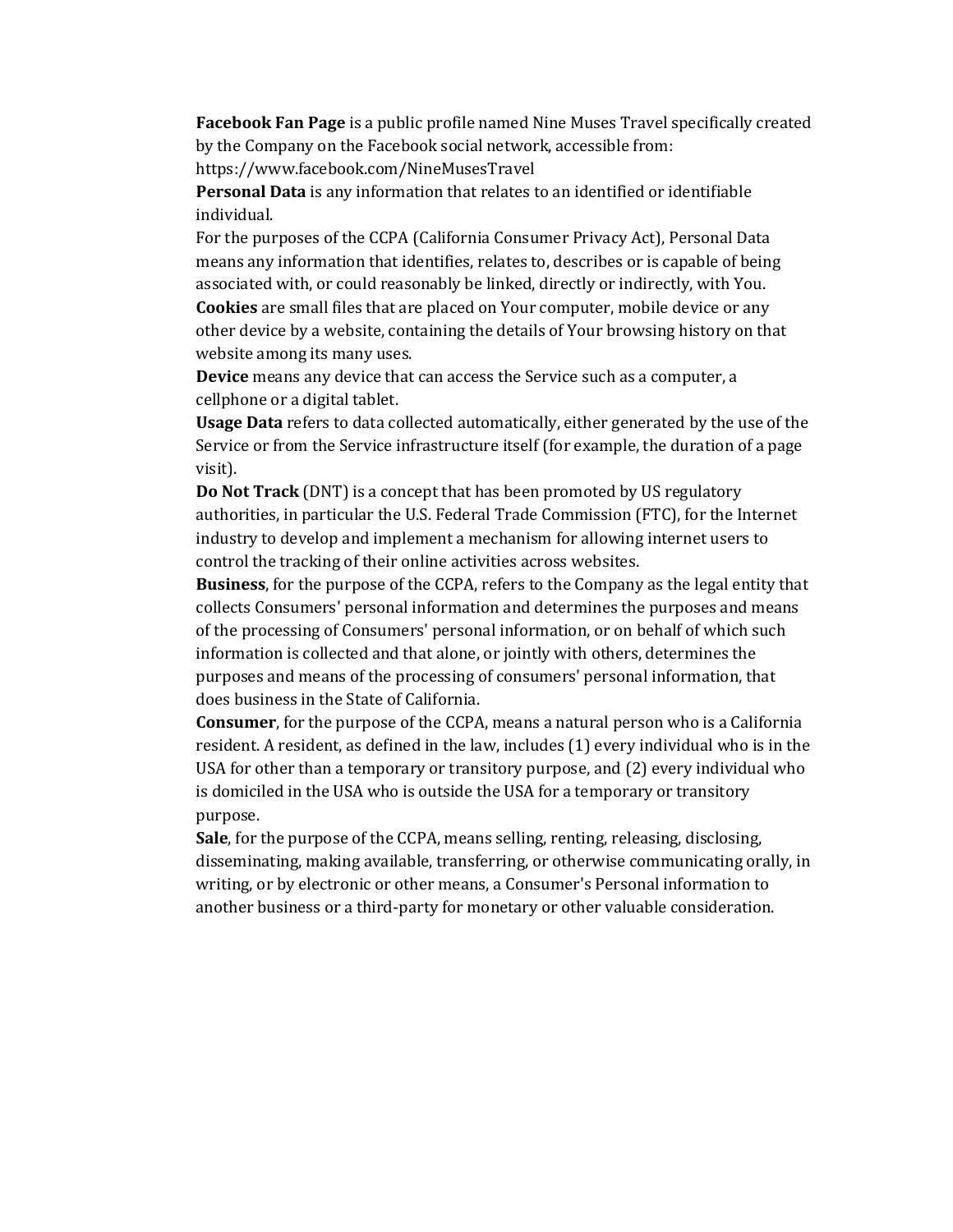**Facebook Fan Page** is a public profile named Nine Muses Travel specifically created by the Company on the Facebook social network, accessible from: https://www.facebook.com/NineMusesTravel

**Personal Data** is any information that relates to an identified or identifiable individual.

For the purposes of the CCPA (California Consumer Privacy Act), Personal Data means any information that identifies, relates to, describes or is capable of being associated with, or could reasonably be linked, directly or indirectly, with You.

**Cookies** are small files that are placed on Your computer, mobile device or any other device by a website, containing the details of Your browsing history on that website among its many uses.

**Device** means any device that can access the Service such as a computer, a cellphone or a digital tablet.

**Usage Data** refers to data collected automatically, either generated by the use of the Service or from the Service infrastructure itself (for example, the duration of a page visit).

**Do Not Track** (DNT) is a concept that has been promoted by US regulatory authorities, in particular the U.S. Federal Trade Commission (FTC), for the Internet industry to develop and implement a mechanism for allowing internet users to control the tracking of their online activities across websites.

**Business**, for the purpose of the CCPA, refers to the Company as the legal entity that collects Consumers' personal information and determines the purposes and means of the processing of Consumers' personal information, or on behalf of which such information is collected and that alone, or jointly with others, determines the purposes and means of the processing of consumers' personal information, that does business in the State of California.

**Consumer**, for the purpose of the CCPA, means a natural person who is a California resident. A resident, as defined in the law, includes (1) every individual who is in the USA for other than a temporary or transitory purpose, and (2) every individual who is domiciled in the USA who is outside the USA for a temporary or transitory purpose.

**Sale**, for the purpose of the CCPA, means selling, renting, releasing, disclosing, disseminating, making available, transferring, or otherwise communicating orally, in writing, or by electronic or other means, a Consumer's Personal information to another business or a third-party for monetary or other valuable consideration.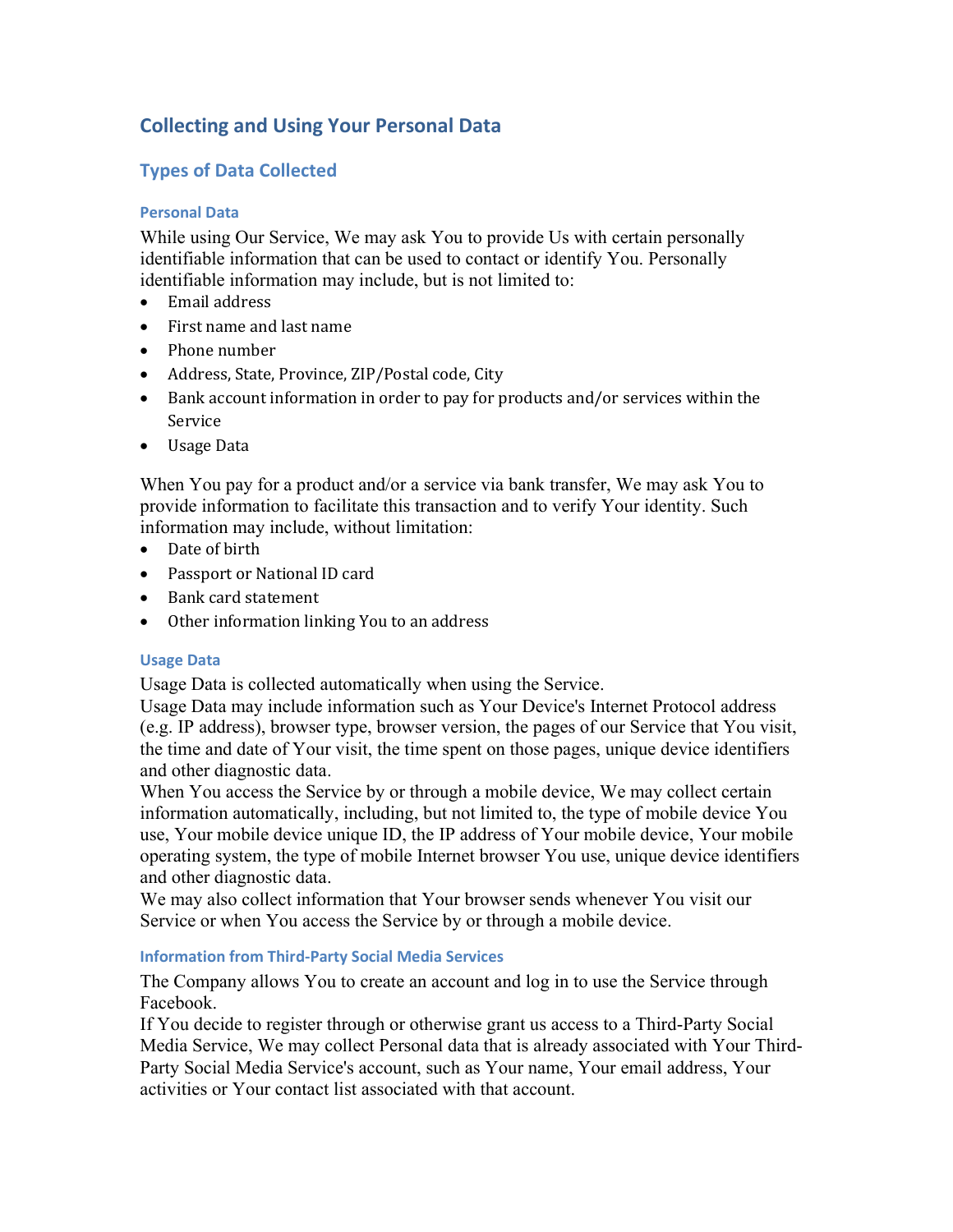## Collecting and Using Your Personal Data

### Types of Data Collected

#### Personal Data

While using Our Service, We may ask You to provide Us with certain personally identifiable information that can be used to contact or identify You. Personally identifiable information may include, but is not limited to:

- Email address
- First name and last name
- Phone number
- Address, State, Province, ZIP/Postal code, City
- Bank account information in order to pay for products and/or services within the Service
- Usage Data

When You pay for a product and/or a service via bank transfer, We may ask You to provide information to facilitate this transaction and to verify Your identity. Such information may include, without limitation:

- Date of birth
- Passport or National ID card
- Bank card statement
- Other information linking You to an address

#### Usage Data

Usage Data is collected automatically when using the Service.

Usage Data may include information such as Your Device's Internet Protocol address (e.g. IP address), browser type, browser version, the pages of our Service that You visit, the time and date of Your visit, the time spent on those pages, unique device identifiers and other diagnostic data.

When You access the Service by or through a mobile device, We may collect certain information automatically, including, but not limited to, the type of mobile device You use, Your mobile device unique ID, the IP address of Your mobile device, Your mobile operating system, the type of mobile Internet browser You use, unique device identifiers and other diagnostic data.

We may also collect information that Your browser sends whenever You visit our Service or when You access the Service by or through a mobile device.

#### Information from Third-Party Social Media Services

The Company allows You to create an account and log in to use the Service through Facebook.

If You decide to register through or otherwise grant us access to a Third-Party Social Media Service, We may collect Personal data that is already associated with Your Third-Party Social Media Service's account, such as Your name, Your email address, Your activities or Your contact list associated with that account.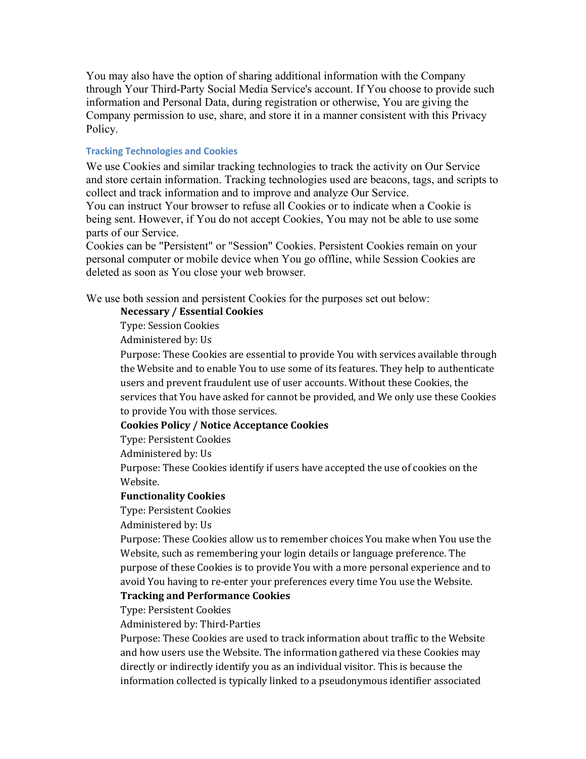You may also have the option of sharing additional information with the Company through Your Third-Party Social Media Service's account. If You choose to provide such information and Personal Data, during registration or otherwise, You are giving the Company permission to use, share, and store it in a manner consistent with this Privacy Policy.

### Tracking Technologies and Cookies

We use Cookies and similar tracking technologies to track the activity on Our Service and store certain information. Tracking technologies used are beacons, tags, and scripts to collect and track information and to improve and analyze Our Service.

You can instruct Your browser to refuse all Cookies or to indicate when a Cookie is being sent. However, if You do not accept Cookies, You may not be able to use some parts of our Service.

Cookies can be "Persistent" or "Session" Cookies. Persistent Cookies remain on your personal computer or mobile device when You go offline, while Session Cookies are deleted as soon as You close your web browser.

We use both session and persistent Cookies for the purposes set out below:

**Necessary / Essential Cookies**

Type: Session Cookies

Administered by: Us

Purpose: These Cookies are essential to provide You with services available through the Website and to enable You to use some of its features. They help to authenticate users and prevent fraudulent use of user accounts. Without these Cookies, the services that You have asked for cannot be provided, and We only use these Cookies to provide You with those services.

**Cookies Policy / Notice Acceptance Cookies**

Type: Persistent Cookies

Administered by: Us

Purpose: These Cookies identify if users have accepted the use of cookies on the Website.

**Functionality Cookies**

Type: Persistent Cookies

Administered by: Us

Purpose: These Cookies allow us to remember choices You make when You use the Website, such as remembering your login details or language preference. The purpose of these Cookies is to provide You with a more personal experience and to avoid You having to re-enter your preferences every time You use the Website.

**Tracking and Performance Cookies**

Type: Persistent Cookies

Administered by: Third-Parties

Purpose: These Cookies are used to track information about traffic to the Website and how users use the Website. The information gathered via these Cookies may directly or indirectly identify you as an individual visitor. This is because the information collected is typically linked to a pseudonymous identifier associated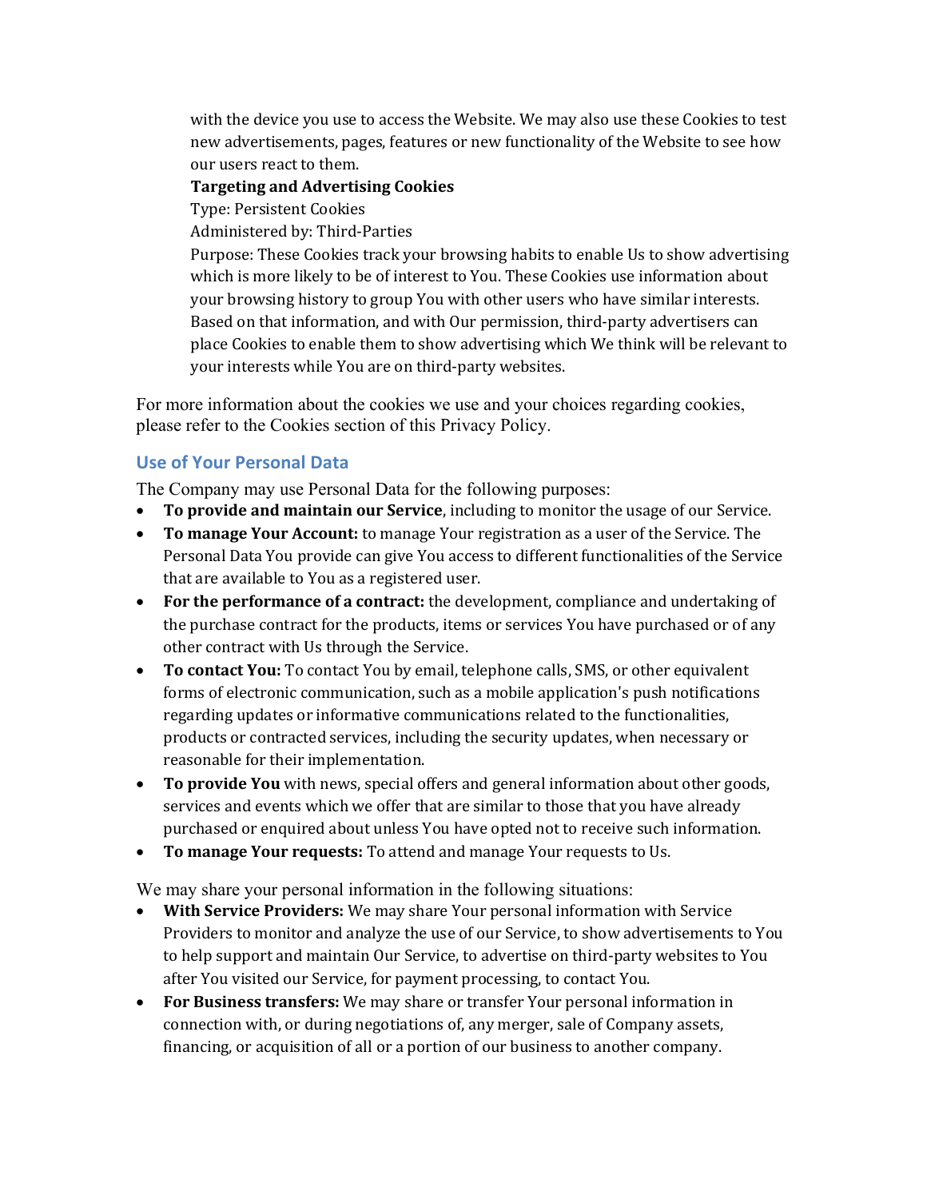with the device you use to access the Website. We may also use these Cookies to test new advertisements, pages, features or new functionality of the Website to see how our users react to them.

**Targeting and Advertising Cookies**

Type: Persistent Cookies

Administered by: Third-Parties

Purpose: These Cookies track your browsing habits to enable Us to show advertising which is more likely to be of interest to You. These Cookies use information about your browsing history to group You with other users who have similar interests. Based on that information, and with Our permission, third-party advertisers can place Cookies to enable them to show advertising which We think will be relevant to your interests while You are on third-party websites.

For more information about the cookies we use and your choices regarding cookies, please refer to the Cookies section of this Privacy Policy.

## Use of Your Personal Data

The Company may use Personal Data for the following purposes:

- **To provide and maintain our Service**, including to monitor the usage of our Service.
- **To manage Your Account:** to manage Your registration as a user of the Service. The Personal Data You provide can give You access to different functionalities of the Service that are available to You as a registered user.
- **For the performance of a contract:** the development, compliance and undertaking of the purchase contract for the products, items or services You have purchased or of any other contract with Us through the Service.
- **To contact You:** To contact You by email, telephone calls, SMS, or other equivalent forms of electronic communication, such as a mobile application's push notifications regarding updates or informative communications related to the functionalities, products or contracted services, including the security updates, when necessary or reasonable for their implementation.
- **To provide You** with news, special offers and general information about other goods, services and events which we offer that are similar to those that you have already purchased or enquired about unless You have opted not to receive such information.
- **To manage Your requests:** To attend and manage Your requests to Us.

We may share your personal information in the following situations:

- **With Service Providers:** We may share Your personal information with Service Providers to monitor and analyze the use of our Service, to show advertisements to You to help support and maintain Our Service, to advertise on third-party websites to You after You visited our Service, for payment processing, to contact You.
- **For Business transfers:** We may share or transfer Your personal information in connection with, or during negotiations of, any merger, sale of Company assets, financing, or acquisition of all or a portion of our business to another company.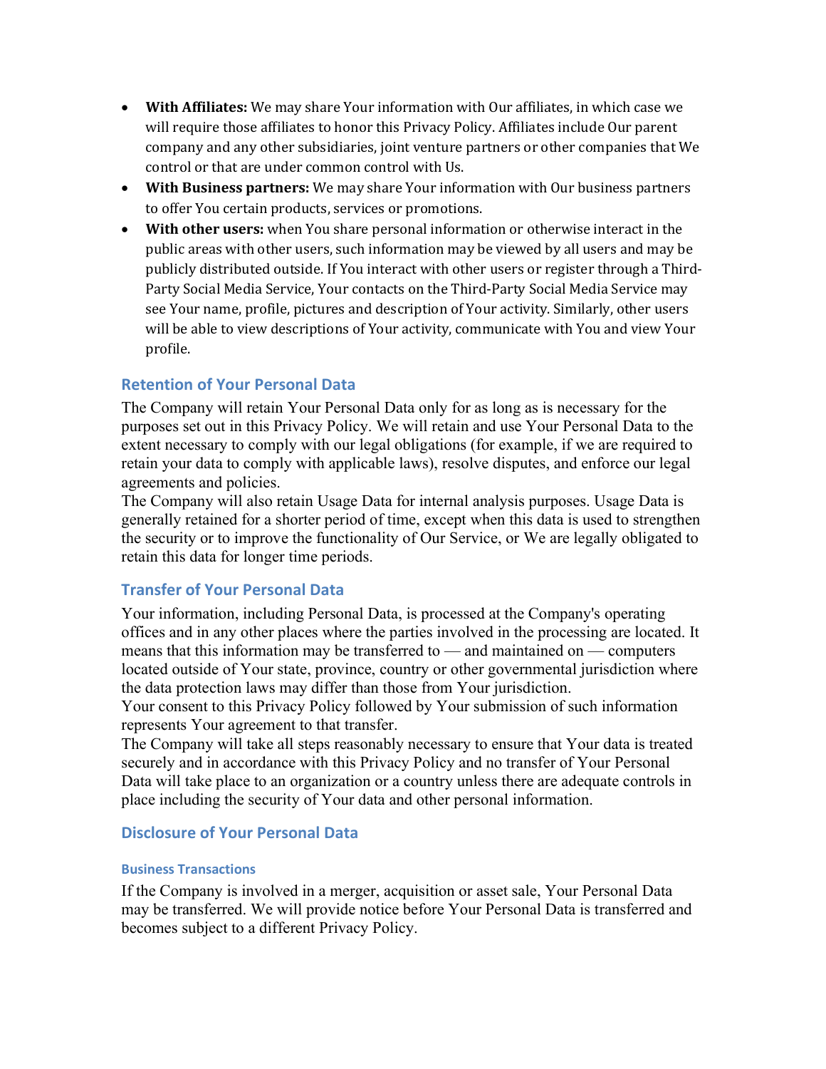- **With Affiliates:** We may share Your information with Our affiliates, in which case we will require those affiliates to honor this Privacy Policy. Affiliates include Our parent company and any other subsidiaries, joint venture partners or other companies that We control or that are under common control with Us.
- **With Business partners:** We may share Your information with Our business partners to offer You certain products, services or promotions.
- **With other users:** when You share personal information or otherwise interact in the public areas with other users, such information may be viewed by all users and may be publicly distributed outside. If You interact with other users or register through a Third-Party Social Media Service, Your contacts on the Third-Party Social Media Service may see Your name, profile, pictures and description of Your activity. Similarly, other users will be able to view descriptions of Your activity, communicate with You and view Your profile.

### Retention of Your Personal Data

The Company will retain Your Personal Data only for as long as is necessary for the purposes set out in this Privacy Policy. We will retain and use Your Personal Data to the extent necessary to comply with our legal obligations (for example, if we are required to retain your data to comply with applicable laws), resolve disputes, and enforce our legal agreements and policies.

The Company will also retain Usage Data for internal analysis purposes. Usage Data is generally retained for a shorter period of time, except when this data is used to strengthen the security or to improve the functionality of Our Service, or We are legally obligated to retain this data for longer time periods.

### Transfer of Your Personal Data

Your information, including Personal Data, is processed at the Company's operating offices and in any other places where the parties involved in the processing are located. It means that this information may be transferred to — and maintained on — computers located outside of Your state, province, country or other governmental jurisdiction where the data protection laws may differ than those from Your jurisdiction.

Your consent to this Privacy Policy followed by Your submission of such information represents Your agreement to that transfer.

The Company will take all steps reasonably necessary to ensure that Your data is treated securely and in accordance with this Privacy Policy and no transfer of Your Personal Data will take place to an organization or a country unless there are adequate controls in place including the security of Your data and other personal information.

### Disclosure of Your Personal Data

#### Business Transactions

If the Company is involved in a merger, acquisition or asset sale, Your Personal Data may be transferred. We will provide notice before Your Personal Data is transferred and becomes subject to a different Privacy Policy.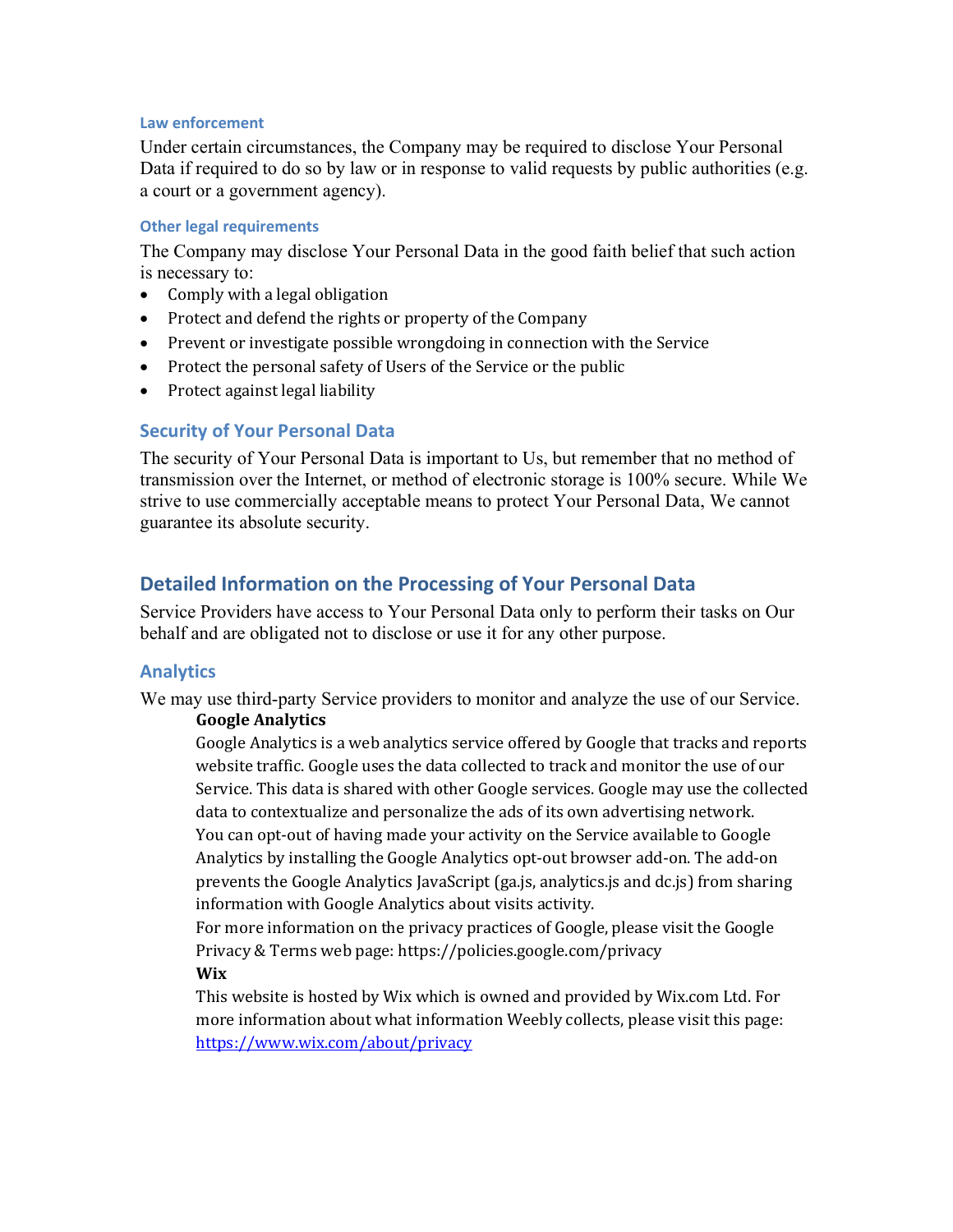#### Law enforcement

Under certain circumstances, the Company may be required to disclose Your Personal Data if required to do so by law or in response to valid requests by public authorities (e.g. a court or a government agency).

#### Other legal requirements

The Company may disclose Your Personal Data in the good faith belief that such action is necessary to:

- Comply with a legal obligation
- Protect and defend the rights or property of the Company
- Prevent or investigate possible wrongdoing in connection with the Service
- Protect the personal safety of Users of the Service or the public
- Protect against legal liability

### Security of Your Personal Data

The security of Your Personal Data is important to Us, but remember that no method of transmission over the Internet, or method of electronic storage is 100% secure. While We strive to use commercially acceptable means to protect Your Personal Data, We cannot guarantee its absolute security.

## Detailed Information on the Processing of Your Personal Data

Service Providers have access to Your Personal Data only to perform their tasks on Our behalf and are obligated not to disclose or use it for any other purpose.

### Analytics

We may use third-party Service providers to monitor and analyze the use of our Service.

**Google Analytics**

Google Analytics is a web analytics service offered by Google that tracks and reports website traffic. Google uses the data collected to track and monitor the use of our Service. This data is shared with other Google services. Google may use the collected data to contextualize and personalize the ads of its own advertising network.

You can opt-out of having made your activity on the Service available to Google Analytics by installing the Google Analytics opt-out browser add-on. The add-on prevents the Google Analytics JavaScript (ga.js, analytics.js and dc.js) from sharing information with Google Analytics about visits activity.

For more information on the privacy practices of Google, please visit the Google Privacy & Terms web page: https://policies.google.com/privacy

**Wix**

This website is hosted by Wix which is owned and provided by Wix.com Ltd. For more information about what information Weebly collects, please visit this page: https://www.wix.com/about/privacy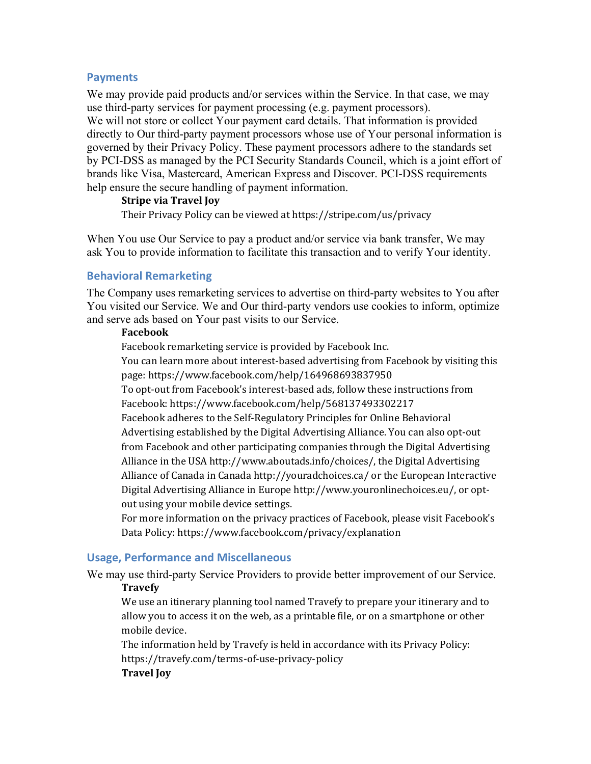### Payments

We may provide paid products and/or services within the Service. In that case, we may use third-party services for payment processing (e.g. payment processors).

We will not store or collect Your payment card details. That information is provided directly to Our third-party payment processors whose use of Your personal information is governed by their Privacy Policy. These payment processors adhere to the standards set by PCI-DSS as managed by the PCI Security Standards Council, which is a joint effort of brands like Visa, Mastercard, American Express and Discover. PCI-DSS requirements help ensure the secure handling of payment information.

**Stripe via Travel Joy**

Their Privacy Policy can be viewed at https://stripe.com/us/privacy

When You use Our Service to pay a product and/or service via bank transfer, We may ask You to provide information to facilitate this transaction and to verify Your identity.

### Behavioral Remarketing

The Company uses remarketing services to advertise on third-party websites to You after You visited our Service. We and Our third-party vendors use cookies to inform, optimize and serve ads based on Your past visits to our Service.

**Facebook**

Facebook remarketing service is provided by Facebook Inc.

You can learn more about interest-based advertising from Facebook by visiting this page: https://www.facebook.com/help/164968693837950

To opt-out from Facebook's interest-based ads, follow these instructions from Facebook: https://www.facebook.com/help/568137493302217

Facebook adheres to the Self-Regulatory Principles for Online Behavioral Advertising established by the Digital Advertising Alliance. You can also opt-out from Facebook and other participating companies through the Digital Advertising Alliance in the USA http://www.aboutads.info/choices/, the Digital Advertising Alliance of Canada in Canada http://youradchoices.ca/ or the European Interactive Digital Advertising Alliance in Europe http://www.youronlinechoices.eu/, or opt-out using your mobile device settings.

For more information on the privacy practices of Facebook, please visit Facebook's Data Policy: https://www.facebook.com/privacy/explanation

### Usage, Performance and Miscellaneous

We may use third-party Service Providers to provide better improvement of our Service.

**Travefy**

We use an itinerary planning tool named Travefy to prepare your itinerary and to allow you to access it on the web, as a printable file, or on a smartphone or other mobile device.

The information held by Travefy is held in accordance with its Privacy Policy: https://travefy.com/terms-of-use-privacy-policy

**Travel Joy**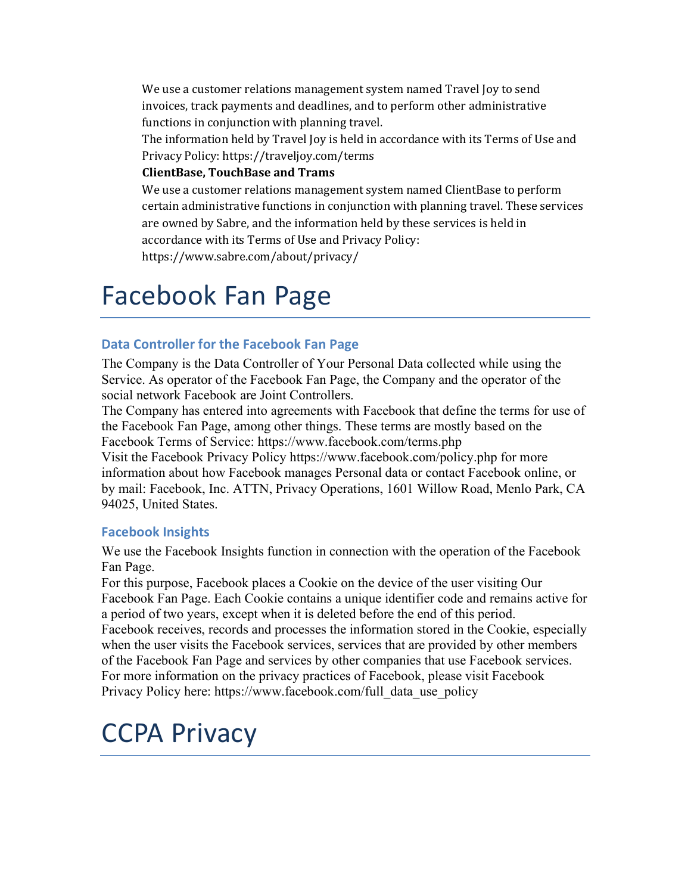We use a customer relations management system named Travel Joy to send invoices, track payments and deadlines, and to perform other administrative functions in conjunction with planning travel.

The information held by Travel Joy is held in accordance with its Terms of Use and Privacy Policy: https://traveljoy.com/terms

**ClientBase, TouchBase and Trams**

We use a customer relations management system named ClientBase to perform certain administrative functions in conjunction with planning travel. These services are owned by Sabre, and the information held by these services is held in accordance with its Terms of Use and Privacy Policy: https://www.sabre.com/about/privacy/

# Facebook Fan Page

### Data Controller for the Facebook Fan Page

The Company is the Data Controller of Your Personal Data collected while using the Service. As operator of the Facebook Fan Page, the Company and the operator of the social network Facebook are Joint Controllers.

The Company has entered into agreements with Facebook that define the terms for use of the Facebook Fan Page, among other things. These terms are mostly based on the Facebook Terms of Service: https://www.facebook.com/terms.php

Visit the Facebook Privacy Policy https://www.facebook.com/policy.php for more information about how Facebook manages Personal data or contact Facebook online, or by mail: Facebook, Inc. ATTN, Privacy Operations, 1601 Willow Road, Menlo Park, CA 94025, United States.

### Facebook Insights

We use the Facebook Insights function in connection with the operation of the Facebook Fan Page.

For this purpose, Facebook places a Cookie on the device of the user visiting Our Facebook Fan Page. Each Cookie contains a unique identifier code and remains active for a period of two years, except when it is deleted before the end of this period.

Facebook receives, records and processes the information stored in the Cookie, especially when the user visits the Facebook services, services that are provided by other members of the Facebook Fan Page and services by other companies that use Facebook services.

For more information on the privacy practices of Facebook, please visit Facebook Privacy Policy here: https://www.facebook.com/full_data_use_policy

# CCPA Privacy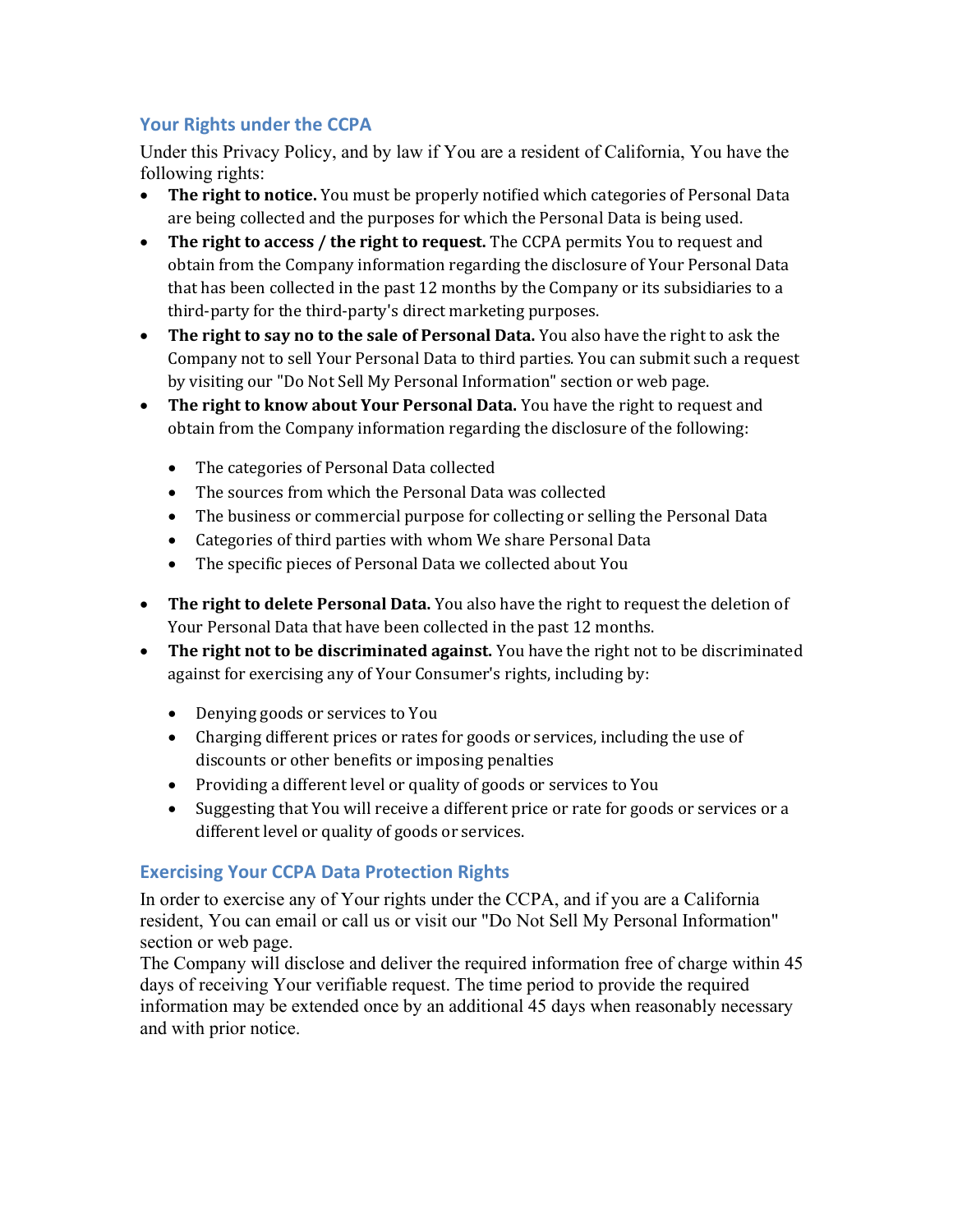## Your Rights under the CCPA

Under this Privacy Policy, and by law if You are a resident of California, You have the following rights:

- **The right to notice.** You must be properly notified which categories of Personal Data are being collected and the purposes for which the Personal Data is being used.
- **The right to access / the right to request.** The CCPA permits You to request and obtain from the Company information regarding the disclosure of Your Personal Data that has been collected in the past 12 months by the Company or its subsidiaries to a third-party for the third-party's direct marketing purposes.
- **The right to say no to the sale of Personal Data.** You also have the right to ask the Company not to sell Your Personal Data to third parties. You can submit such a request by visiting our "Do Not Sell My Personal Information" section or web page.
- **The right to know about Your Personal Data.** You have the right to request and obtain from the Company information regarding the disclosure of the following:
  - The categories of Personal Data collected
  - The sources from which the Personal Data was collected
  - The business or commercial purpose for collecting or selling the Personal Data
  - Categories of third parties with whom We share Personal Data
  - The specific pieces of Personal Data we collected about You
- **The right to delete Personal Data.** You also have the right to request the deletion of Your Personal Data that have been collected in the past 12 months.
- **The right not to be discriminated against.** You have the right not to be discriminated against for exercising any of Your Consumer's rights, including by:
  - Denying goods or services to You
  - Charging different prices or rates for goods or services, including the use of discounts or other benefits or imposing penalties
  - Providing a different level or quality of goods or services to You
  - Suggesting that You will receive a different price or rate for goods or services or a different level or quality of goods or services.

## Exercising Your CCPA Data Protection Rights

In order to exercise any of Your rights under the CCPA, and if you are a California resident, You can email or call us or visit our "Do Not Sell My Personal Information" section or web page.

The Company will disclose and deliver the required information free of charge within 45 days of receiving Your verifiable request. The time period to provide the required information may be extended once by an additional 45 days when reasonably necessary and with prior notice.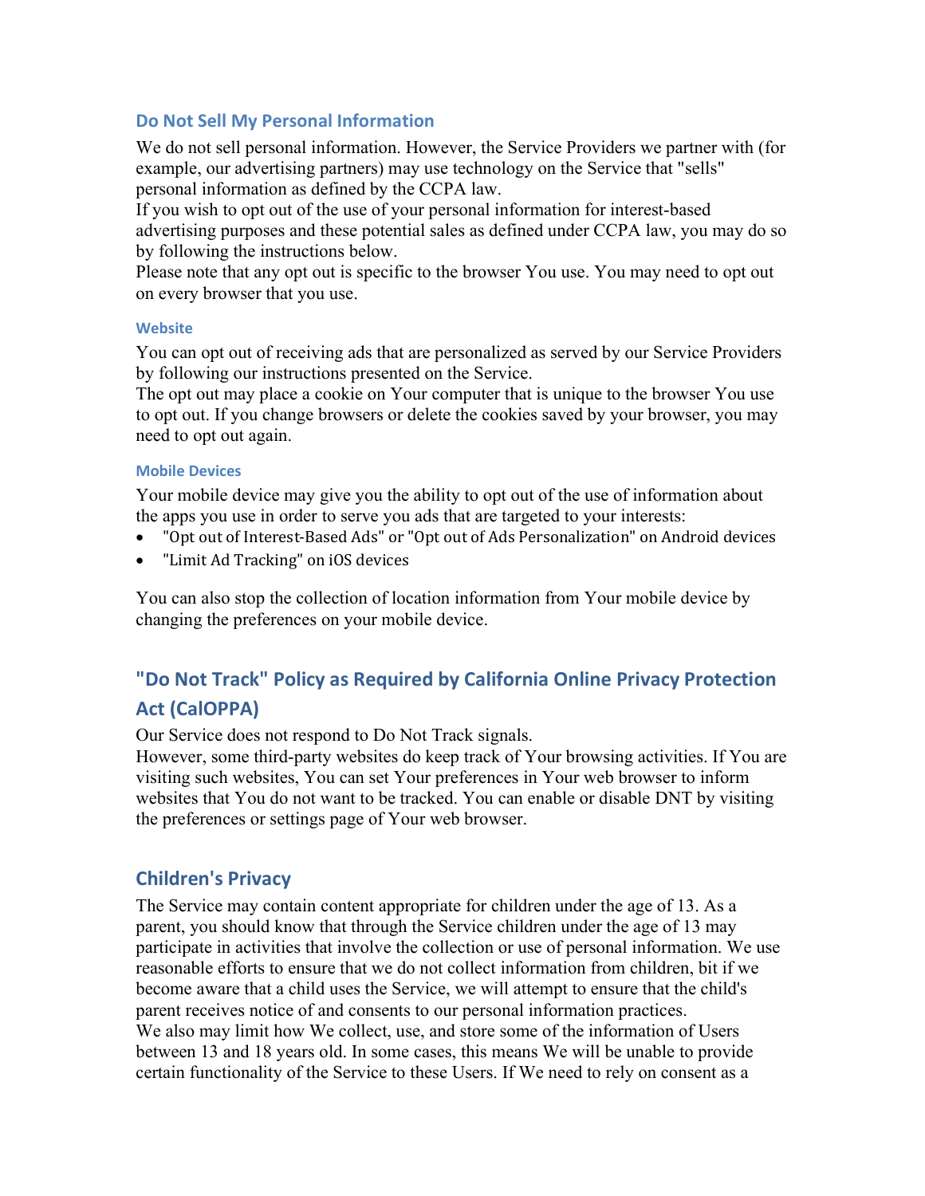## Do Not Sell My Personal Information

We do not sell personal information. However, the Service Providers we partner with (for example, our advertising partners) may use technology on the Service that "sells" personal information as defined by the CCPA law.
If you wish to opt out of the use of your personal information for interest-based advertising purposes and these potential sales as defined under CCPA law, you may do so by following the instructions below.
Please note that any opt out is specific to the browser You use. You may need to opt out on every browser that you use.

### Website

You can opt out of receiving ads that are personalized as served by our Service Providers by following our instructions presented on the Service.
The opt out may place a cookie on Your computer that is unique to the browser You use to opt out. If you change browsers or delete the cookies saved by your browser, you may need to opt out again.

### Mobile Devices

Your mobile device may give you the ability to opt out of the use of information about the apps you use in order to serve you ads that are targeted to your interests:

- "Opt out of Interest-Based Ads" or "Opt out of Ads Personalization" on Android devices
- "Limit Ad Tracking" on iOS devices

You can also stop the collection of location information from Your mobile device by changing the preferences on your mobile device.

## "Do Not Track" Policy as Required by California Online Privacy Protection Act (CalOPPA)

Our Service does not respond to Do Not Track signals.
However, some third-party websites do keep track of Your browsing activities. If You are visiting such websites, You can set Your preferences in Your web browser to inform websites that You do not want to be tracked. You can enable or disable DNT by visiting the preferences or settings page of Your web browser.

## Children's Privacy

The Service may contain content appropriate for children under the age of 13. As a parent, you should know that through the Service children under the age of 13 may participate in activities that involve the collection or use of personal information. We use reasonable efforts to ensure that we do not collect information from children, bit if we become aware that a child uses the Service, we will attempt to ensure that the child's parent receives notice of and consents to our personal information practices.
We also may limit how We collect, use, and store some of the information of Users between 13 and 18 years old. In some cases, this means We will be unable to provide certain functionality of the Service to these Users. If We need to rely on consent as a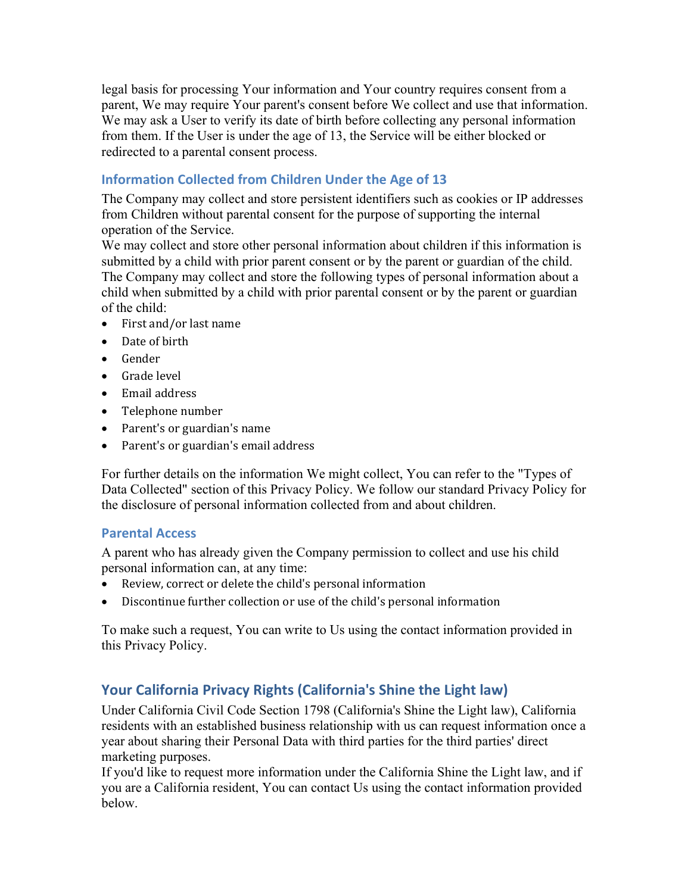legal basis for processing Your information and Your country requires consent from a parent, We may require Your parent's consent before We collect and use that information. We may ask a User to verify its date of birth before collecting any personal information from them. If the User is under the age of 13, the Service will be either blocked or redirected to a parental consent process.

### Information Collected from Children Under the Age of 13

The Company may collect and store persistent identifiers such as cookies or IP addresses from Children without parental consent for the purpose of supporting the internal operation of the Service.
We may collect and store other personal information about children if this information is submitted by a child with prior parent consent or by the parent or guardian of the child.
The Company may collect and store the following types of personal information about a child when submitted by a child with prior parental consent or by the parent or guardian of the child:

- First and/or last name
- Date of birth
- Gender
- Grade level
- Email address
- Telephone number
- Parent's or guardian's name
- Parent's or guardian's email address

For further details on the information We might collect, You can refer to the "Types of Data Collected" section of this Privacy Policy. We follow our standard Privacy Policy for the disclosure of personal information collected from and about children.

### Parental Access

A parent who has already given the Company permission to collect and use his child personal information can, at any time:

- Review, correct or delete the child's personal information
- Discontinue further collection or use of the child's personal information

To make such a request, You can write to Us using the contact information provided in this Privacy Policy.

## Your California Privacy Rights (California's Shine the Light law)

Under California Civil Code Section 1798 (California's Shine the Light law), California residents with an established business relationship with us can request information once a year about sharing their Personal Data with third parties for the third parties' direct marketing purposes.
If you'd like to request more information under the California Shine the Light law, and if you are a California resident, You can contact Us using the contact information provided below.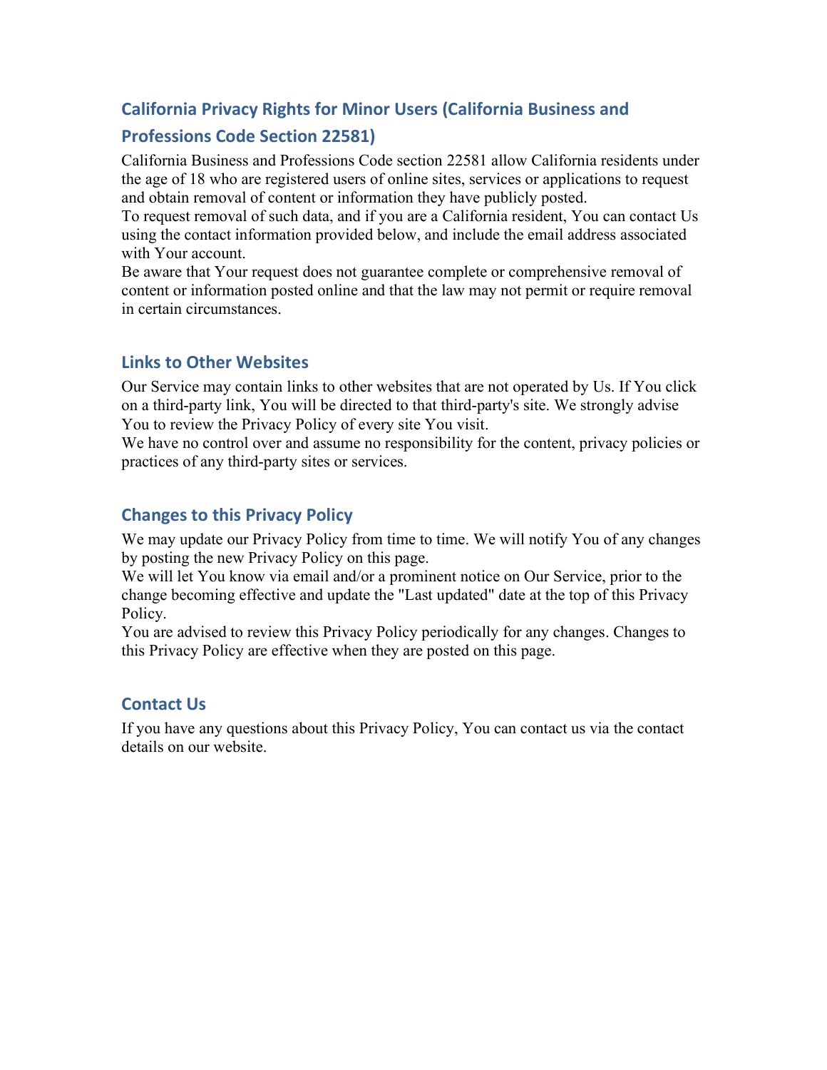## California Privacy Rights for Minor Users (California Business and Professions Code Section 22581)

California Business and Professions Code section 22581 allow California residents under the age of 18 who are registered users of online sites, services or applications to request and obtain removal of content or information they have publicly posted.

To request removal of such data, and if you are a California resident, You can contact Us using the contact information provided below, and include the email address associated with Your account.

Be aware that Your request does not guarantee complete or comprehensive removal of content or information posted online and that the law may not permit or require removal in certain circumstances.

## Links to Other Websites

Our Service may contain links to other websites that are not operated by Us. If You click on a third-party link, You will be directed to that third-party's site. We strongly advise You to review the Privacy Policy of every site You visit.

We have no control over and assume no responsibility for the content, privacy policies or practices of any third-party sites or services.

## Changes to this Privacy Policy

We may update our Privacy Policy from time to time. We will notify You of any changes by posting the new Privacy Policy on this page.

We will let You know via email and/or a prominent notice on Our Service, prior to the change becoming effective and update the "Last updated" date at the top of this Privacy Policy.

You are advised to review this Privacy Policy periodically for any changes. Changes to this Privacy Policy are effective when they are posted on this page.

## Contact Us

If you have any questions about this Privacy Policy, You can contact us via the contact details on our website.